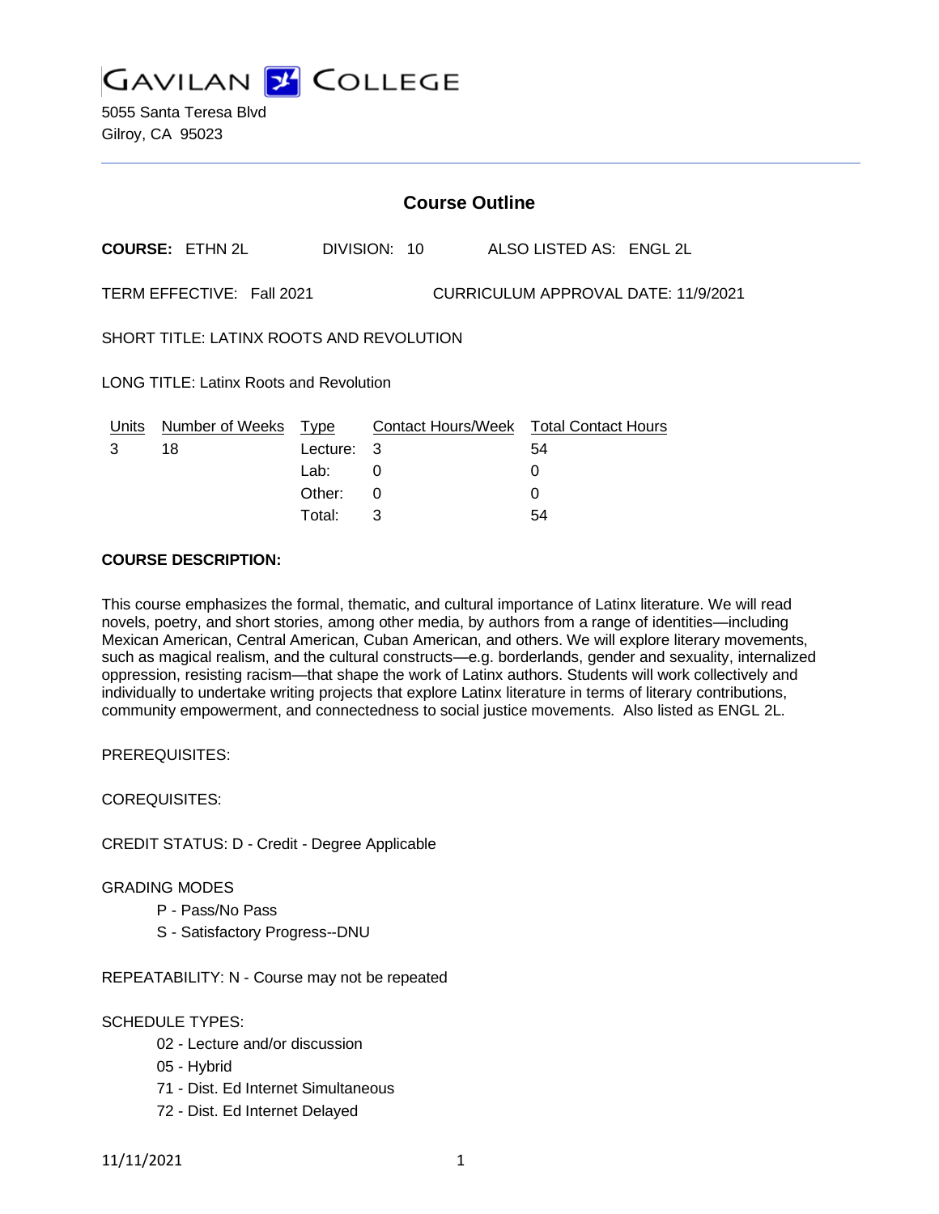# GAVILAN COLLEGE

5055 Santa Teresa Blvd
Gilroy, CA 95023

## Course Outline

**COURSE:** ETHN 2L DIVISION: 10 ALSO LISTED AS: ENGL 2L

TERM EFFECTIVE: Fall 2021 CURRICULUM APPROVAL DATE: 11/9/2021

SHORT TITLE: LATINX ROOTS AND REVOLUTION

LONG TITLE: Latinx Roots and Revolution

| Units | Number of Weeks | Type | Contact Hours/Week | Total Contact Hours |
|---|---|---|---|---|
| 3 | 18 | Lecture: | 3 | 54 |
| | | Lab: | 0 | 0 |
| | | Other: | 0 | 0 |
| | | Total: | 3 | 54 |

**COURSE DESCRIPTION:**

This course emphasizes the formal, thematic, and cultural importance of Latinx literature. We will read novels, poetry, and short stories, among other media, by authors from a range of identities—including Mexican American, Central American, Cuban American, and others. We will explore literary movements, such as magical realism, and the cultural constructs—e.g. borderlands, gender and sexuality, internalized oppression, resisting racism—that shape the work of Latinx authors. Students will work collectively and individually to undertake writing projects that explore Latinx literature in terms of literary contributions, community empowerment, and connectedness to social justice movements. Also listed as ENGL 2L.

PREREQUISITES:

COREQUISITES:

CREDIT STATUS: D - Credit - Degree Applicable

GRADING MODES

- P - Pass/No Pass
- S - Satisfactory Progress--DNU

REPEATABILITY: N - Course may not be repeated

SCHEDULE TYPES:

- 02 - Lecture and/or discussion
- 05 - Hybrid
- 71 - Dist. Ed Internet Simultaneous
- 72 - Dist. Ed Internet Delayed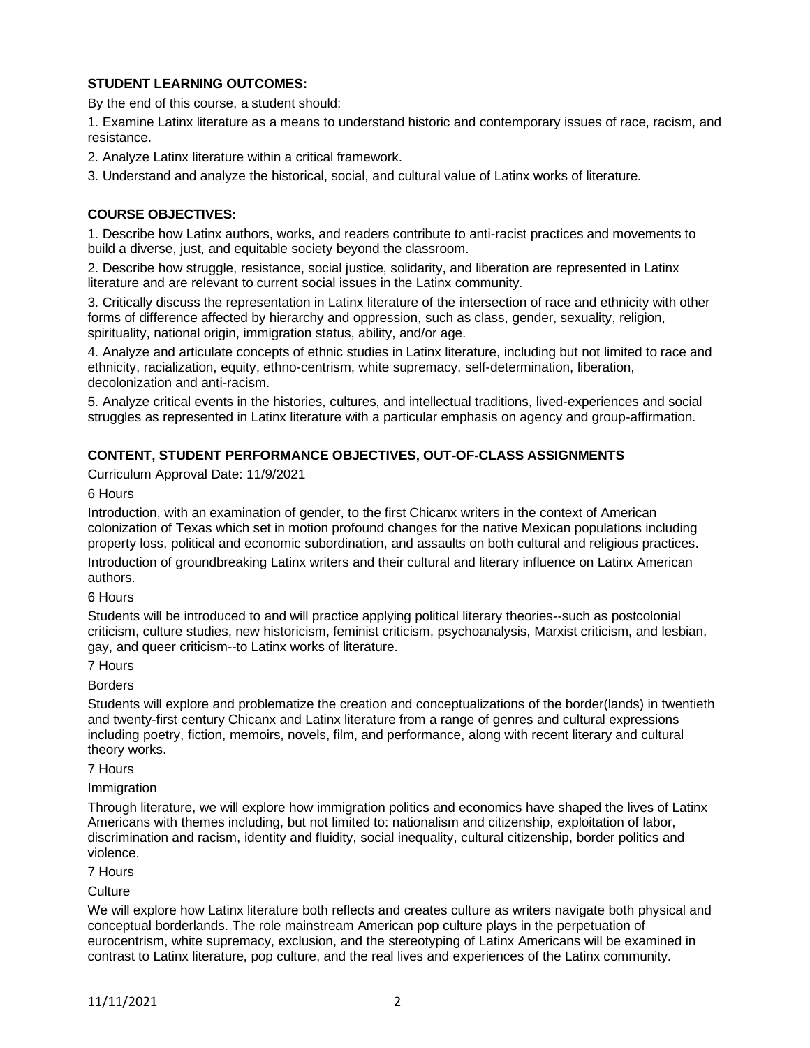**STUDENT LEARNING OUTCOMES:**

By the end of this course, a student should:

1. Examine Latinx literature as a means to understand historic and contemporary issues of race, racism, and resistance.
2. Analyze Latinx literature within a critical framework.
3. Understand and analyze the historical, social, and cultural value of Latinx works of literature.

**COURSE OBJECTIVES:**

1. Describe how Latinx authors, works, and readers contribute to anti-racist practices and movements to build a diverse, just, and equitable society beyond the classroom.
2. Describe how struggle, resistance, social justice, solidarity, and liberation are represented in Latinx literature and are relevant to current social issues in the Latinx community.
3. Critically discuss the representation in Latinx literature of the intersection of race and ethnicity with other forms of difference affected by hierarchy and oppression, such as class, gender, sexuality, religion, spirituality, national origin, immigration status, ability, and/or age.
4. Analyze and articulate concepts of ethnic studies in Latinx literature, including but not limited to race and ethnicity, racialization, equity, ethno-centrism, white supremacy, self-determination, liberation, decolonization and anti-racism.
5. Analyze critical events in the histories, cultures, and intellectual traditions, lived-experiences and social struggles as represented in Latinx literature with a particular emphasis on agency and group-affirmation.

**CONTENT, STUDENT PERFORMANCE OBJECTIVES, OUT-OF-CLASS ASSIGNMENTS**

Curriculum Approval Date: 11/9/2021

6 Hours

Introduction, with an examination of gender, to the first Chicanx writers in the context of American colonization of Texas which set in motion profound changes for the native Mexican populations including property loss, political and economic subordination, and assaults on both cultural and religious practices. Introduction of groundbreaking Latinx writers and their cultural and literary influence on Latinx American authors.

6 Hours

Students will be introduced to and will practice applying political literary theories--such as postcolonial criticism, culture studies, new historicism, feminist criticism, psychoanalysis, Marxist criticism, and lesbian, gay, and queer criticism--to Latinx works of literature.

7 Hours

Borders

Students will explore and problematize the creation and conceptualizations of the border(lands) in twentieth and twenty-first century Chicanx and Latinx literature from a range of genres and cultural expressions including poetry, fiction, memoirs, novels, film, and performance, along with recent literary and cultural theory works.

7 Hours

Immigration

Through literature, we will explore how immigration politics and economics have shaped the lives of Latinx Americans with themes including, but not limited to: nationalism and citizenship, exploitation of labor, discrimination and racism, identity and fluidity, social inequality, cultural citizenship, border politics and violence.

7 Hours

Culture

We will explore how Latinx literature both reflects and creates culture as writers navigate both physical and conceptual borderlands. The role mainstream American pop culture plays in the perpetuation of eurocentrism, white supremacy, exclusion, and the stereotyping of Latinx Americans will be examined in contrast to Latinx literature, pop culture, and the real lives and experiences of the Latinx community.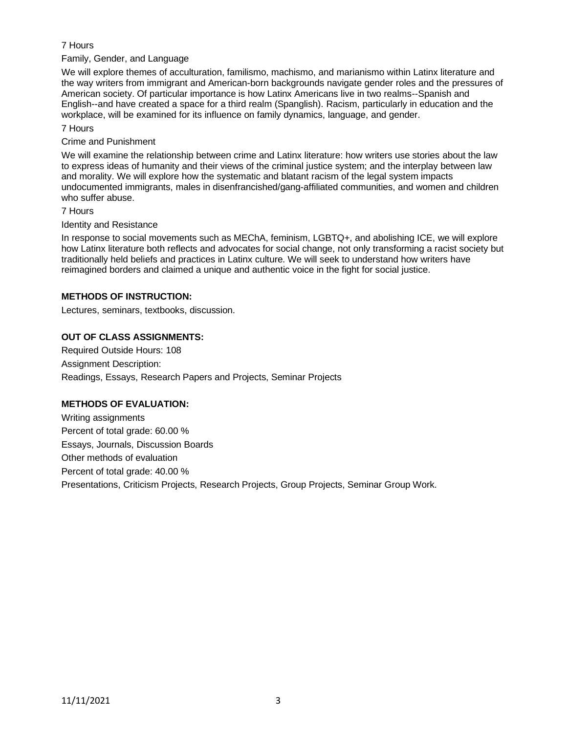7 Hours

Family, Gender, and Language

We will explore themes of acculturation, familismo, machismo, and marianismo within Latinx literature and the way writers from immigrant and American-born backgrounds navigate gender roles and the pressures of American society. Of particular importance is how Latinx Americans live in two realms--Spanish and English--and have created a space for a third realm (Spanglish). Racism, particularly in education and the workplace, will be examined for its influence on family dynamics, language, and gender.

7 Hours

Crime and Punishment

We will examine the relationship between crime and Latinx literature: how writers use stories about the law to express ideas of humanity and their views of the criminal justice system; and the interplay between law and morality. We will explore how the systematic and blatant racism of the legal system impacts undocumented immigrants, males in disenfranchised/gang-affiliated communities, and women and children who suffer abuse.

7 Hours

Identity and Resistance

In response to social movements such as MEChA, feminism, LGBTQ+, and abolishing ICE, we will explore how Latinx literature both reflects and advocates for social change, not only transforming a racist society but traditionally held beliefs and practices in Latinx culture. We will seek to understand how writers have reimagined borders and claimed a unique and authentic voice in the fight for social justice.

**METHODS OF INSTRUCTION:**

Lectures, seminars, textbooks, discussion.

**OUT OF CLASS ASSIGNMENTS:**

Required Outside Hours: 108

Assignment Description:

Readings, Essays, Research Papers and Projects, Seminar Projects

**METHODS OF EVALUATION:**

Writing assignments

Percent of total grade: 60.00 %

Essays, Journals, Discussion Boards

Other methods of evaluation

Percent of total grade: 40.00 %

Presentations, Criticism Projects, Research Projects, Group Projects, Seminar Group Work.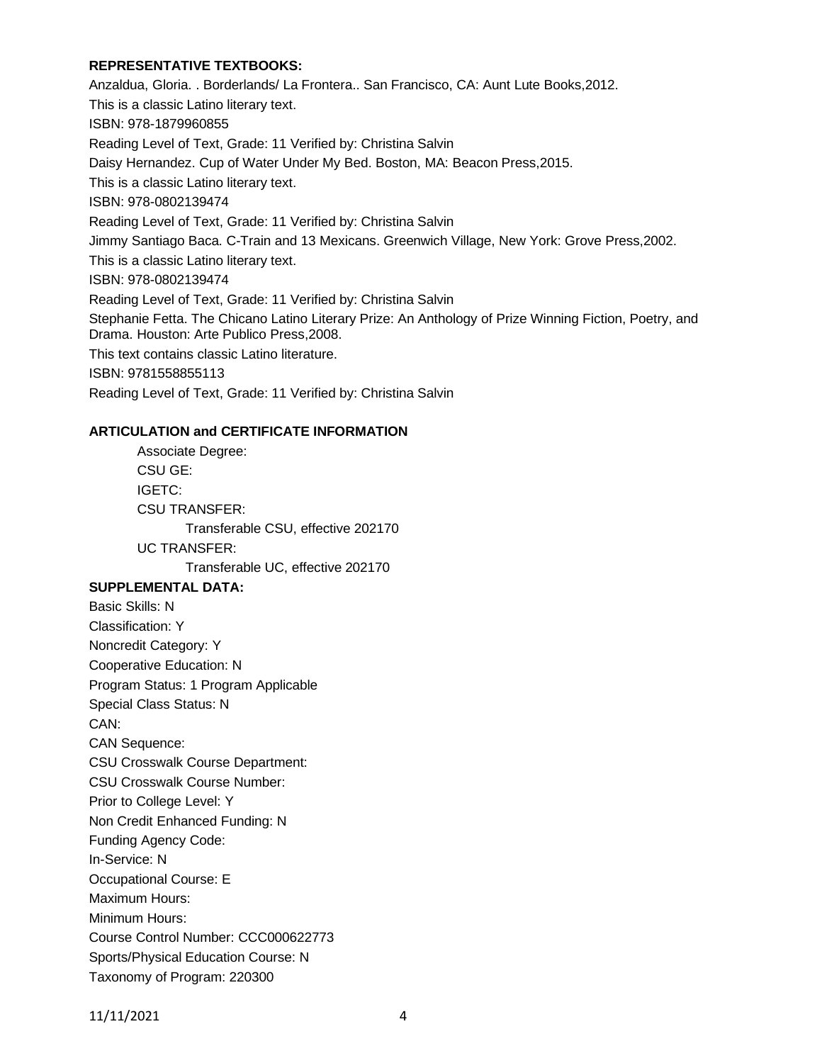**REPRESENTATIVE TEXTBOOKS:**

Anzaldua, Gloria. . Borderlands/ La Frontera.. San Francisco, CA: Aunt Lute Books,2012.

This is a classic Latino literary text.

ISBN: 978-1879960855

Reading Level of Text, Grade: 11 Verified by: Christina Salvin

Daisy Hernandez. Cup of Water Under My Bed. Boston, MA: Beacon Press,2015.

This is a classic Latino literary text.

ISBN: 978-0802139474

Reading Level of Text, Grade: 11 Verified by: Christina Salvin

Jimmy Santiago Baca. C-Train and 13 Mexicans. Greenwich Village, New York: Grove Press,2002.

This is a classic Latino literary text.

ISBN: 978-0802139474

Reading Level of Text, Grade: 11 Verified by: Christina Salvin

Stephanie Fetta. The Chicano Latino Literary Prize: An Anthology of Prize Winning Fiction, Poetry, and Drama. Houston: Arte Publico Press,2008.

This text contains classic Latino literature.

ISBN: 9781558855113

Reading Level of Text, Grade: 11 Verified by: Christina Salvin

**ARTICULATION and CERTIFICATE INFORMATION**

Associate Degree:

CSU GE:

IGETC:

CSU TRANSFER:

Transferable CSU, effective 202170

UC TRANSFER:

Transferable UC, effective 202170

**SUPPLEMENTAL DATA:**

Basic Skills: N

Classification: Y

Noncredit Category: Y

Cooperative Education: N

Program Status: 1 Program Applicable

Special Class Status: N

CAN:

CAN Sequence:

CSU Crosswalk Course Department:

CSU Crosswalk Course Number:

Prior to College Level: Y

Non Credit Enhanced Funding: N

Funding Agency Code:

In-Service: N

Occupational Course: E

Maximum Hours:

Minimum Hours:

Course Control Number: CCC000622773

Sports/Physical Education Course: N

Taxonomy of Program: 220300